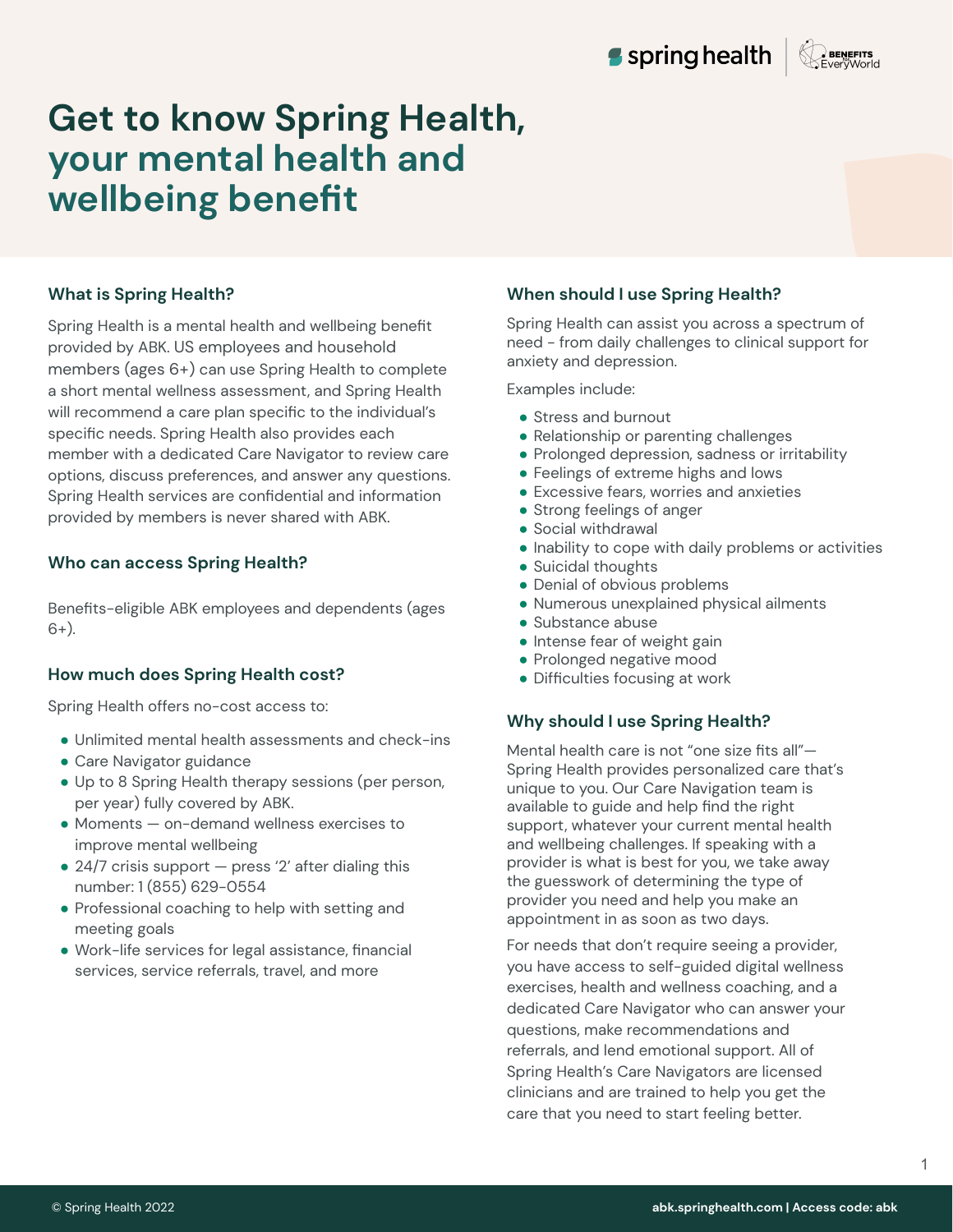# Get to know Spring Health, your mental health and wellbeing benefit

### What is Spring Health?

Spring Health is a mental health and wellbeing benefit provided by ABK. US employees and household members (ages 6+) can use Spring Health to complete a short mental wellness assessment, and Spring Health will recommend a care plan specific to the individual's specific needs. Spring Health also provides each member with a dedicated Care Navigator to review care options, discuss preferences, and answer any questions. Spring Health services are confidential and information provided by members is never shared with ABK.

### Who can access Spring Health?

Benefits-eligible ABK employees and dependents (ages 6+).

### How much does Spring Health cost?

Spring Health offers no-cost access to:

- Unlimited mental health assessments and check-ins
- Care Navigator guidance
- Up to 8 Spring Health therapy sessions (per person, per year) fully covered by ABK.
- Moments — on-demand wellness exercises to improve mental wellbeing
- 24/7 crisis support — press '2' after dialing this number: 1 (855) 629-0554
- Professional coaching to help with setting and meeting goals
- Work-life services for legal assistance, financial services, service referrals, travel, and more

### When should I use Spring Health?

Spring Health can assist you across a spectrum of need - from daily challenges to clinical support for anxiety and depression.

Examples include:

- Stress and burnout
- Relationship or parenting challenges
- Prolonged depression, sadness or irritability
- Feelings of extreme highs and lows
- Excessive fears, worries and anxieties
- Strong feelings of anger
- Social withdrawal
- Inability to cope with daily problems or activities
- Suicidal thoughts
- Denial of obvious problems
- Numerous unexplained physical ailments
- Substance abuse
- Intense fear of weight gain
- Prolonged negative mood
- Difficulties focusing at work

### Why should I use Spring Health?

Mental health care is not "one size fits all"—Spring Health provides personalized care that's unique to you. Our Care Navigation team is available to guide and help find the right support, whatever your current mental health and wellbeing challenges. If speaking with a provider is what is best for you, we take away the guesswork of determining the type of provider you need and help you make an appointment in as soon as two days.

For needs that don't require seeing a provider, you have access to self-guided digital wellness exercises, health and wellness coaching, and a dedicated Care Navigator who can answer your questions, make recommendations and referrals, and lend emotional support. All of Spring Health's Care Navigators are licensed clinicians and are trained to help you get the care that you need to start feeling better.

© Spring Health 2022 **abk.springhealth.com | Access code: abk**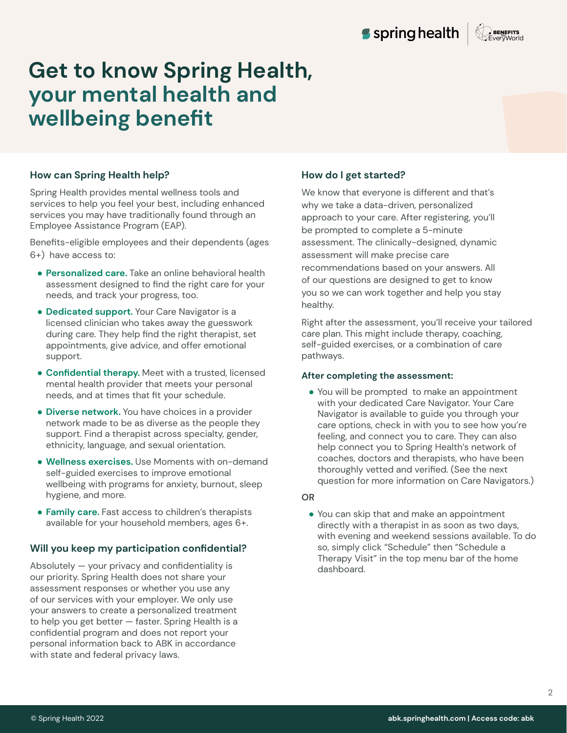# Get to know Spring Health, your mental health and wellbeing benefit

### How can Spring Health help?

Spring Health provides mental wellness tools and services to help you feel your best, including enhanced services you may have traditionally found through an Employee Assistance Program (EAP).

Benefits-eligible employees and their dependents (ages 6+) have access to:

- **Personalized care.** Take an online behavioral health assessment designed to find the right care for your needs, and track your progress, too.
- **Dedicated support.** Your Care Navigator is a licensed clinician who takes away the guesswork during care. They help find the right therapist, set appointments, give advice, and offer emotional support.
- **Confidential therapy.** Meet with a trusted, licensed mental health provider that meets your personal needs, and at times that fit your schedule.
- **Diverse network.** You have choices in a provider network made to be as diverse as the people they support. Find a therapist across specialty, gender, ethnicity, language, and sexual orientation.
- **Wellness exercises.** Use Moments with on-demand self-guided exercises to improve emotional wellbeing with programs for anxiety, burnout, sleep hygiene, and more.
- **Family care.** Fast access to children's therapists available for your household members, ages 6+.

### Will you keep my participation confidential?

Absolutely — your privacy and confidentiality is our priority. Spring Health does not share your assessment responses or whether you use any of our services with your employer. We only use your answers to create a personalized treatment to help you get better — faster. Spring Health is a confidential program and does not report your personal information back to ABK in accordance with state and federal privacy laws.

### How do I get started?

We know that everyone is different and that's why we take a data-driven, personalized approach to your care. After registering, you'll be prompted to complete a 5-minute assessment. The clinically-designed, dynamic assessment will make precise care recommendations based on your answers. All of our questions are designed to get to know you so we can work together and help you stay healthy.

Right after the assessment, you'll receive your tailored care plan. This might include therapy, coaching, self-guided exercises, or a combination of care pathways.

**After completing the assessment:**

- You will be prompted to make an appointment with your dedicated Care Navigator. Your Care Navigator is available to guide you through your care options, check in with you to see how you're feeling, and connect you to care. They can also help connect you to Spring Health's network of coaches, doctors and therapists, who have been thoroughly vetted and verified. (See the next question for more information on Care Navigators.)

**OR**

- You can skip that and make an appointment directly with a therapist in as soon as two days, with evening and weekend sessions available. To do so, simply click "Schedule" then "Schedule a Therapy Visit" in the top menu bar of the home dashboard.

© Spring Health 2022

abk.springhealth.com | Access code: abk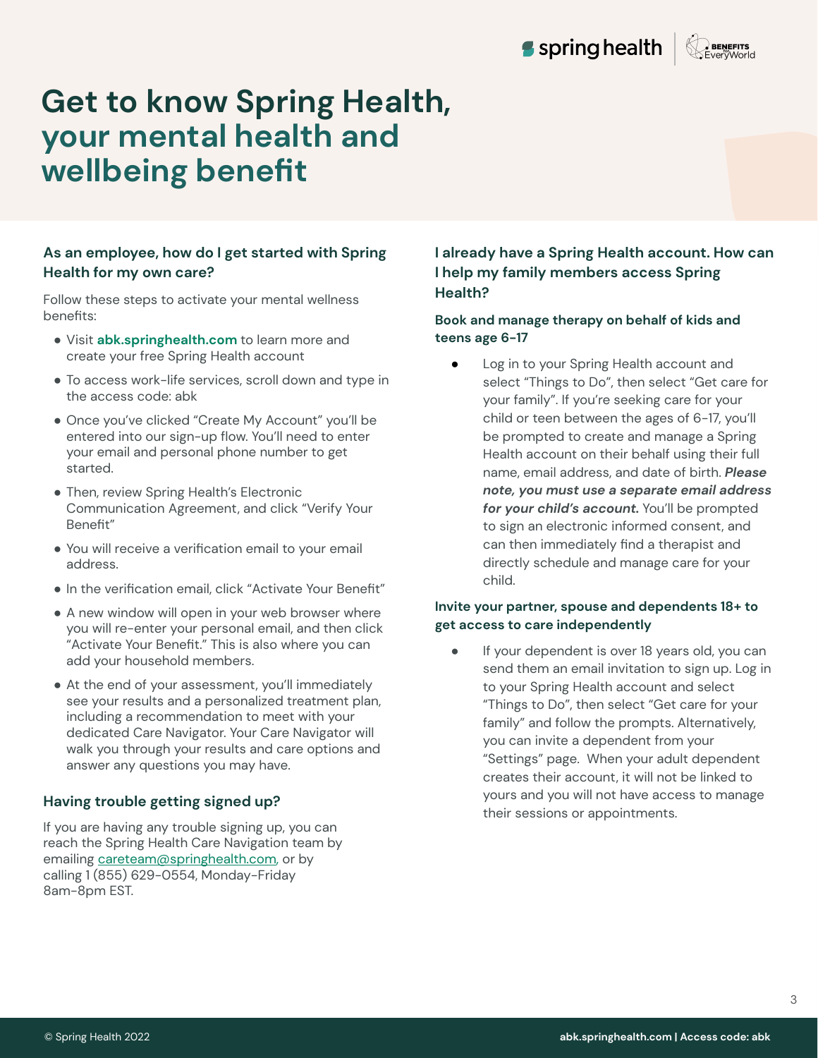# Get to know Spring Health, your mental health and wellbeing benefit

### As an employee, how do I get started with Spring Health for my own care?

Follow these steps to activate your mental wellness benefits:

- Visit **abk.springhealth.com** to learn more and create your free Spring Health account
- To access work-life services, scroll down and type in the access code: abk
- Once you've clicked "Create My Account" you'll be entered into our sign-up flow. You'll need to enter your email and personal phone number to get started.
- Then, review Spring Health's Electronic Communication Agreement, and click "Verify Your Benefit"
- You will receive a verification email to your email address.
- In the verification email, click "Activate Your Benefit"
- A new window will open in your web browser where you will re-enter your personal email, and then click "Activate Your Benefit." This is also where you can add your household members.
- At the end of your assessment, you'll immediately see your results and a personalized treatment plan, including a recommendation to meet with your dedicated Care Navigator. Your Care Navigator will walk you through your results and care options and answer any questions you may have.

### Having trouble getting signed up?

If you are having any trouble signing up, you can reach the Spring Health Care Navigation team by emailing careteam@springhealth.com, or by calling 1 (855) 629-0554, Monday-Friday 8am-8pm EST.

### I already have a Spring Health account. How can I help my family members access Spring Health?

#### Book and manage therapy on behalf of kids and teens age 6-17

- Log in to your Spring Health account and select "Things to Do", then select "Get care for your family". If you're seeking care for your child or teen between the ages of 6-17, you'll be prompted to create and manage a Spring Health account on their behalf using their full name, email address, and date of birth. ***Please note, you must use a separate email address for your child's account.*** You'll be prompted to sign an electronic informed consent, and can then immediately find a therapist and directly schedule and manage care for your child.

#### Invite your partner, spouse and dependents 18+ to get access to care independently

- If your dependent is over 18 years old, you can send them an email invitation to sign up. Log in to your Spring Health account and select "Things to Do", then select "Get care for your family" and follow the prompts. Alternatively, you can invite a dependent from your "Settings" page. When your adult dependent creates their account, it will not be linked to yours and you will not have access to manage their sessions or appointments.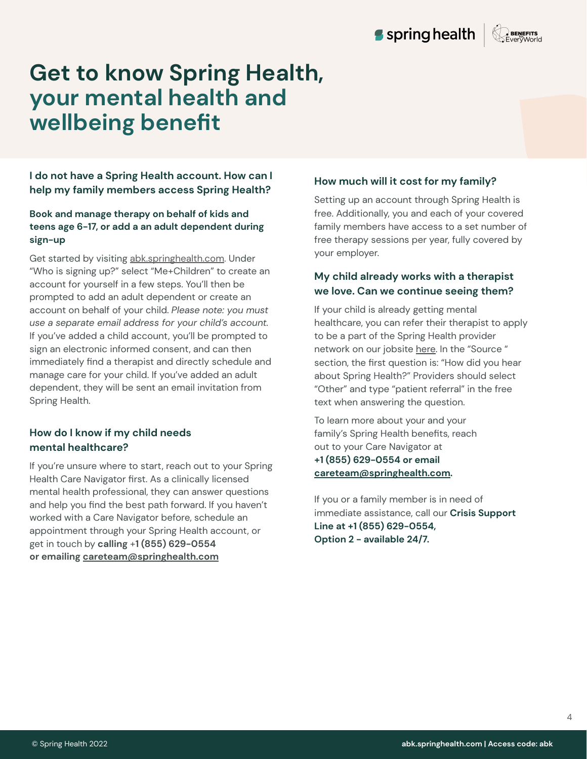# Get to know Spring Health, your mental health and wellbeing benefit

### I do not have a Spring Health account. How can I help my family members access Spring Health?

#### Book and manage therapy on behalf of kids and teens age 6-17, or add a an adult dependent during sign-up

Get started by visiting abk.springhealth.com. Under "Who is signing up?" select "Me+Children" to create an account for yourself in a few steps. You'll then be prompted to add an adult dependent or create an account on behalf of your child. *Please note: you must use a separate email address for your child's account.* If you've added a child account, you'll be prompted to sign an electronic informed consent, and can then immediately find a therapist and directly schedule and manage care for your child. If you've added an adult dependent, they will be sent an email invitation from Spring Health.

### How do I know if my child needs mental healthcare?

If you're unsure where to start, reach out to your Spring Health Care Navigator first. As a clinically licensed mental health professional, they can answer questions and help you find the best path forward. If you haven't worked with a Care Navigator before, schedule an appointment through your Spring Health account, or get in touch by **calling +1 (855) 629-0554 or emailing careteam@springhealth.com**

### How much will it cost for my family?

Setting up an account through Spring Health is free. Additionally, you and each of your covered family members have access to a set number of free therapy sessions per year, fully covered by your employer.

### My child already works with a therapist we love. Can we continue seeing them?

If your child is already getting mental healthcare, you can refer their therapist to apply to be a part of the Spring Health provider network on our jobsite here. In the "Source " section, the first question is: "How did you hear about Spring Health?" Providers should select "Other" and type "patient referral" in the free text when answering the question.

To learn more about your and your family's Spring Health benefits, reach out to your Care Navigator at **+1 (855) 629-0554 or email careteam@springhealth.com.**

If you or a family member is in need of immediate assistance, call our **Crisis Support Line at +1 (855) 629-0554, Option 2 - available 24/7.**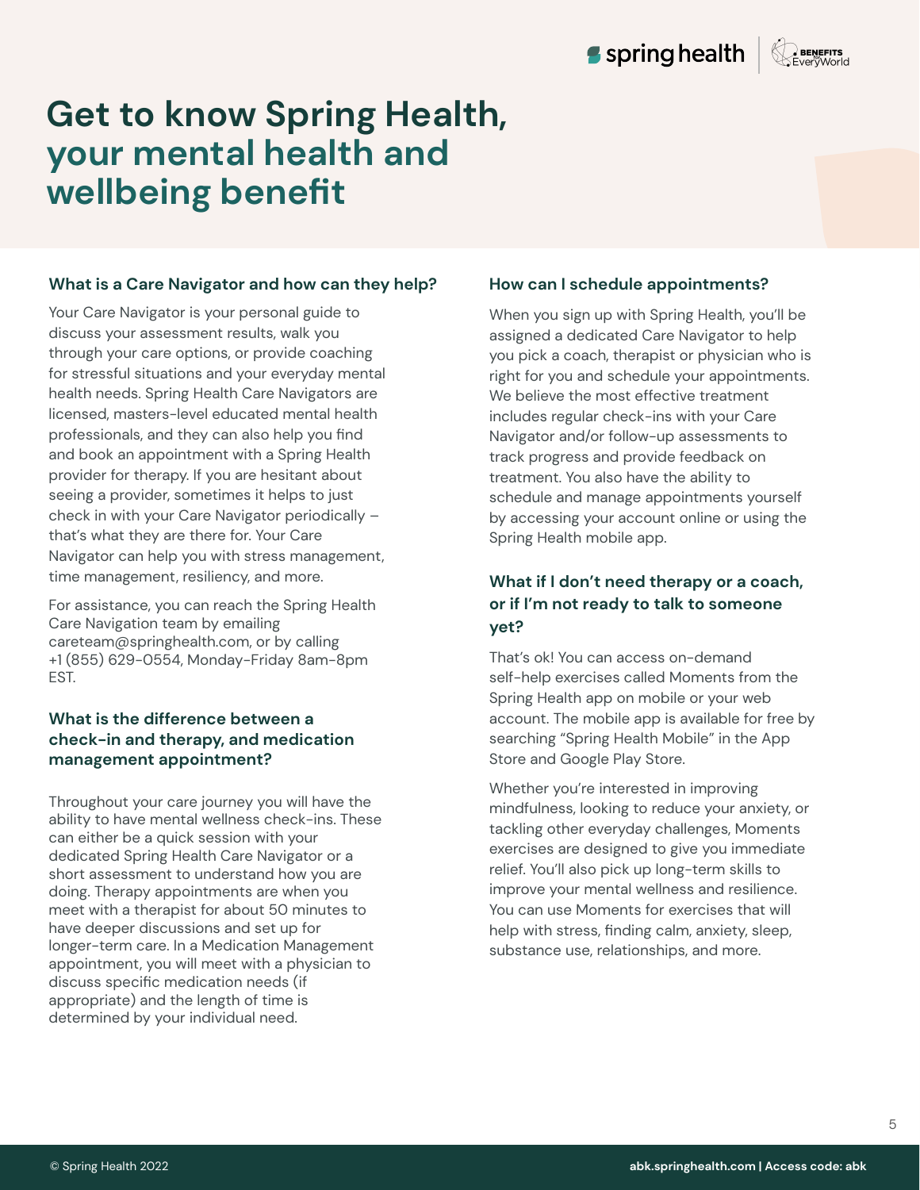# Get to know Spring Health, your mental health and wellbeing benefit

### What is a Care Navigator and how can they help?

Your Care Navigator is your personal guide to discuss your assessment results, walk you through your care options, or provide coaching for stressful situations and your everyday mental health needs. Spring Health Care Navigators are licensed, masters-level educated mental health professionals, and they can also help you find and book an appointment with a Spring Health provider for therapy. If you are hesitant about seeing a provider, sometimes it helps to just check in with your Care Navigator periodically – that's what they are there for. Your Care Navigator can help you with stress management, time management, resiliency, and more.

For assistance, you can reach the Spring Health Care Navigation team by emailing careteam@springhealth.com, or by calling +1 (855) 629-0554, Monday-Friday 8am-8pm EST.

### What is the difference between a check-in and therapy, and medication management appointment?

Throughout your care journey you will have the ability to have mental wellness check-ins. These can either be a quick session with your dedicated Spring Health Care Navigator or a short assessment to understand how you are doing. Therapy appointments are when you meet with a therapist for about 50 minutes to have deeper discussions and set up for longer-term care. In a Medication Management appointment, you will meet with a physician to discuss specific medication needs (if appropriate) and the length of time is determined by your individual need.

### How can I schedule appointments?

When you sign up with Spring Health, you'll be assigned a dedicated Care Navigator to help you pick a coach, therapist or physician who is right for you and schedule your appointments. We believe the most effective treatment includes regular check-ins with your Care Navigator and/or follow-up assessments to track progress and provide feedback on treatment. You also have the ability to schedule and manage appointments yourself by accessing your account online or using the Spring Health mobile app.

### What if I don't need therapy or a coach, or if I'm not ready to talk to someone yet?

That's ok! You can access on-demand self-help exercises called Moments from the Spring Health app on mobile or your web account. The mobile app is available for free by searching "Spring Health Mobile" in the App Store and Google Play Store.

Whether you're interested in improving mindfulness, looking to reduce your anxiety, or tackling other everyday challenges, Moments exercises are designed to give you immediate relief. You'll also pick up long-term skills to improve your mental wellness and resilience. You can use Moments for exercises that will help with stress, finding calm, anxiety, sleep, substance use, relationships, and more.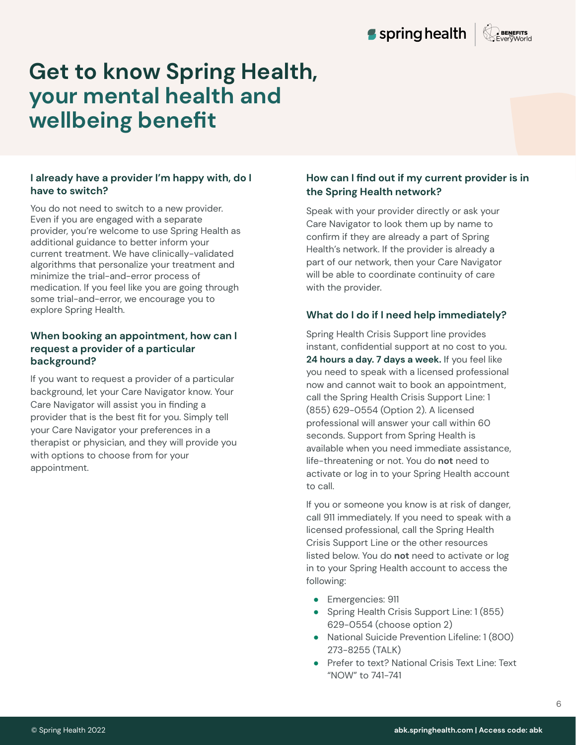# Get to know Spring Health, your mental health and wellbeing benefit

### I already have a provider I'm happy with, do I have to switch?

You do not need to switch to a new provider. Even if you are engaged with a separate provider, you're welcome to use Spring Health as additional guidance to better inform your current treatment. We have clinically-validated algorithms that personalize your treatment and minimize the trial-and-error process of medication. If you feel like you are going through some trial-and-error, we encourage you to explore Spring Health.

### When booking an appointment, how can I request a provider of a particular background?

If you want to request a provider of a particular background, let your Care Navigator know. Your Care Navigator will assist you in finding a provider that is the best fit for you. Simply tell your Care Navigator your preferences in a therapist or physician, and they will provide you with options to choose from for your appointment.

### How can I find out if my current provider is in the Spring Health network?

Speak with your provider directly or ask your Care Navigator to look them up by name to confirm if they are already a part of Spring Health's network. If the provider is already a part of our network, then your Care Navigator will be able to coordinate continuity of care with the provider.

### What do I do if I need help immediately?

Spring Health Crisis Support line provides instant, confidential support at no cost to you. **24 hours a day. 7 days a week.** If you feel like you need to speak with a licensed professional now and cannot wait to book an appointment, call the Spring Health Crisis Support Line: 1 (855) 629-0554 (Option 2). A licensed professional will answer your call within 60 seconds. Support from Spring Health is available when you need immediate assistance, life-threatening or not. You do **not** need to activate or log in to your Spring Health account to call.

If you or someone you know is at risk of danger, call 911 immediately. If you need to speak with a licensed professional, call the Spring Health Crisis Support Line or the other resources listed below. You do **not** need to activate or log in to your Spring Health account to access the following:

- Emergencies: 911
- Spring Health Crisis Support Line: 1 (855) 629-0554 (choose option 2)
- National Suicide Prevention Lifeline: 1 (800) 273-8255 (TALK)
- Prefer to text? National Crisis Text Line: Text "NOW" to 741-741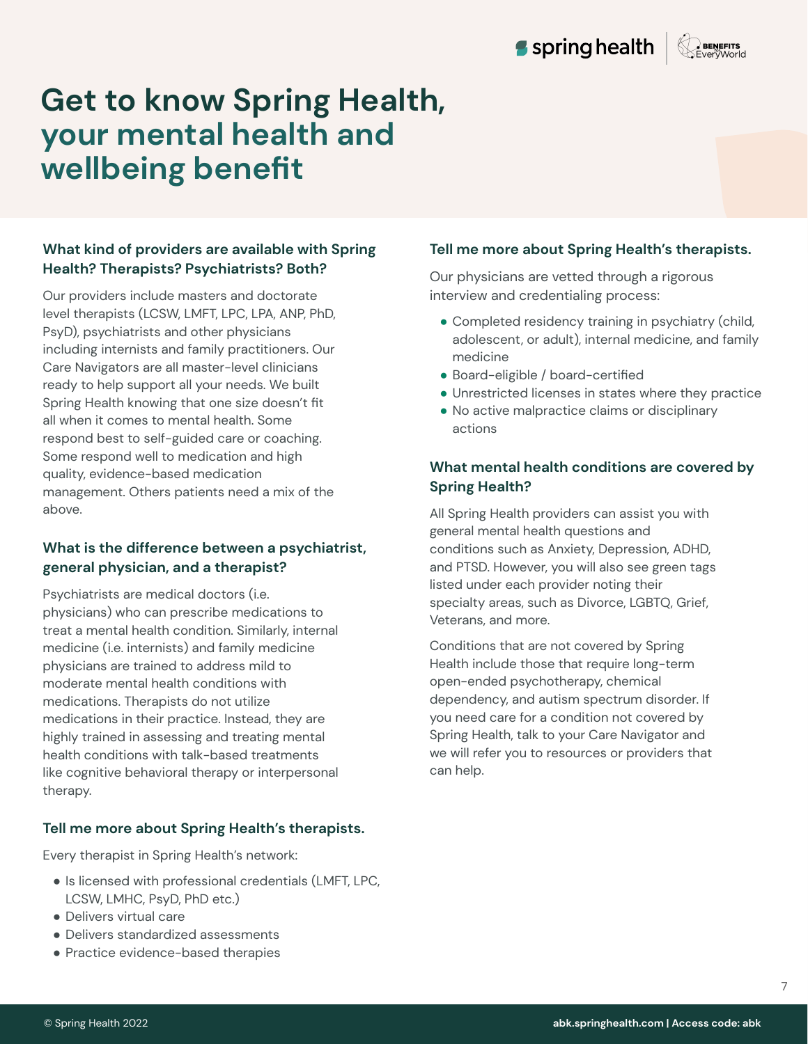# Get to know Spring Health, your mental health and wellbeing benefit

### What kind of providers are available with Spring Health? Therapists? Psychiatrists? Both?

Our providers include masters and doctorate level therapists (LCSW, LMFT, LPC, LPA, ANP, PhD, PsyD), psychiatrists and other physicians including internists and family practitioners. Our Care Navigators are all master-level clinicians ready to help support all your needs. We built Spring Health knowing that one size doesn't fit all when it comes to mental health. Some respond best to self-guided care or coaching. Some respond well to medication and high quality, evidence-based medication management. Others patients need a mix of the above.

### What is the difference between a psychiatrist, general physician, and a therapist?

Psychiatrists are medical doctors (i.e. physicians) who can prescribe medications to treat a mental health condition. Similarly, internal medicine (i.e. internists) and family medicine physicians are trained to address mild to moderate mental health conditions with medications. Therapists do not utilize medications in their practice. Instead, they are highly trained in assessing and treating mental health conditions with talk-based treatments like cognitive behavioral therapy or interpersonal therapy.

### Tell me more about Spring Health's therapists.

Every therapist in Spring Health's network:

- Is licensed with professional credentials (LMFT, LPC, LCSW, LMHC, PsyD, PhD etc.)
- Delivers virtual care
- Delivers standardized assessments
- Practice evidence-based therapies

### Tell me more about Spring Health's therapists.

Our physicians are vetted through a rigorous interview and credentialing process:

- Completed residency training in psychiatry (child, adolescent, or adult), internal medicine, and family medicine
- Board-eligible / board-certified
- Unrestricted licenses in states where they practice
- No active malpractice claims or disciplinary actions

### What mental health conditions are covered by Spring Health?

All Spring Health providers can assist you with general mental health questions and conditions such as Anxiety, Depression, ADHD, and PTSD. However, you will also see green tags listed under each provider noting their specialty areas, such as Divorce, LGBTQ, Grief, Veterans, and more.

Conditions that are not covered by Spring Health include those that require long-term open-ended psychotherapy, chemical dependency, and autism spectrum disorder. If you need care for a condition not covered by Spring Health, talk to your Care Navigator and we will refer you to resources or providers that can help.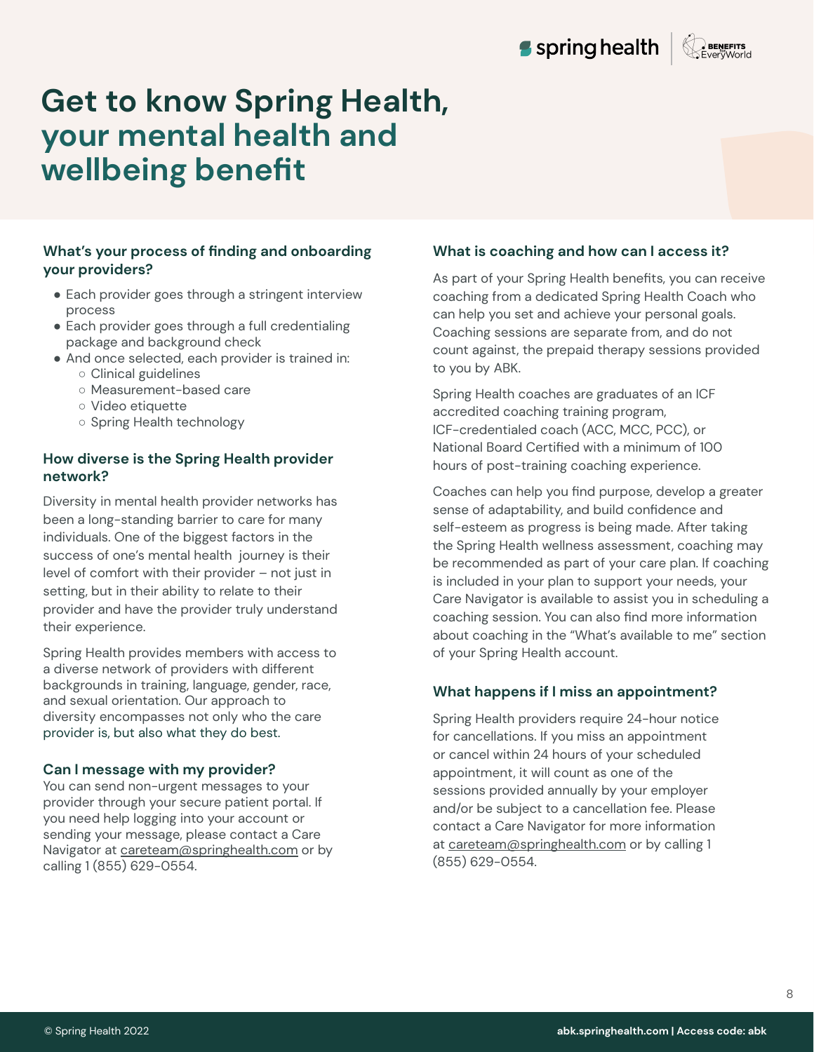# Get to know Spring Health, your mental health and wellbeing benefit

### What's your process of finding and onboarding your providers?

- Each provider goes through a stringent interview process
- Each provider goes through a full credentialing package and background check
- And once selected, each provider is trained in:
  - Clinical guidelines
  - Measurement-based care
  - Video etiquette
  - Spring Health technology

### How diverse is the Spring Health provider network?

Diversity in mental health provider networks has been a long-standing barrier to care for many individuals. One of the biggest factors in the success of one's mental health journey is their level of comfort with their provider – not just in setting, but in their ability to relate to their provider and have the provider truly understand their experience.

Spring Health provides members with access to a diverse network of providers with different backgrounds in training, language, gender, race, and sexual orientation. Our approach to diversity encompasses not only who the care provider is, but also what they do best.

### Can I message with my provider?

You can send non-urgent messages to your provider through your secure patient portal. If you need help logging into your account or sending your message, please contact a Care Navigator at careteam@springhealth.com or by calling 1 (855) 629-0554.

### What is coaching and how can I access it?

As part of your Spring Health benefits, you can receive coaching from a dedicated Spring Health Coach who can help you set and achieve your personal goals. Coaching sessions are separate from, and do not count against, the prepaid therapy sessions provided to you by ABK.

Spring Health coaches are graduates of an ICF accredited coaching training program, ICF-credentialed coach (ACC, MCC, PCC), or National Board Certified with a minimum of 100 hours of post-training coaching experience.

Coaches can help you find purpose, develop a greater sense of adaptability, and build confidence and self-esteem as progress is being made. After taking the Spring Health wellness assessment, coaching may be recommended as part of your care plan. If coaching is included in your plan to support your needs, your Care Navigator is available to assist you in scheduling a coaching session. You can also find more information about coaching in the "What's available to me" section of your Spring Health account.

### What happens if I miss an appointment?

Spring Health providers require 24-hour notice for cancellations. If you miss an appointment or cancel within 24 hours of your scheduled appointment, it will count as one of the sessions provided annually by your employer and/or be subject to a cancellation fee. Please contact a Care Navigator for more information at careteam@springhealth.com or by calling 1 (855) 629-0554.

© Spring Health 2022

abk.springhealth.com | Access code: abk